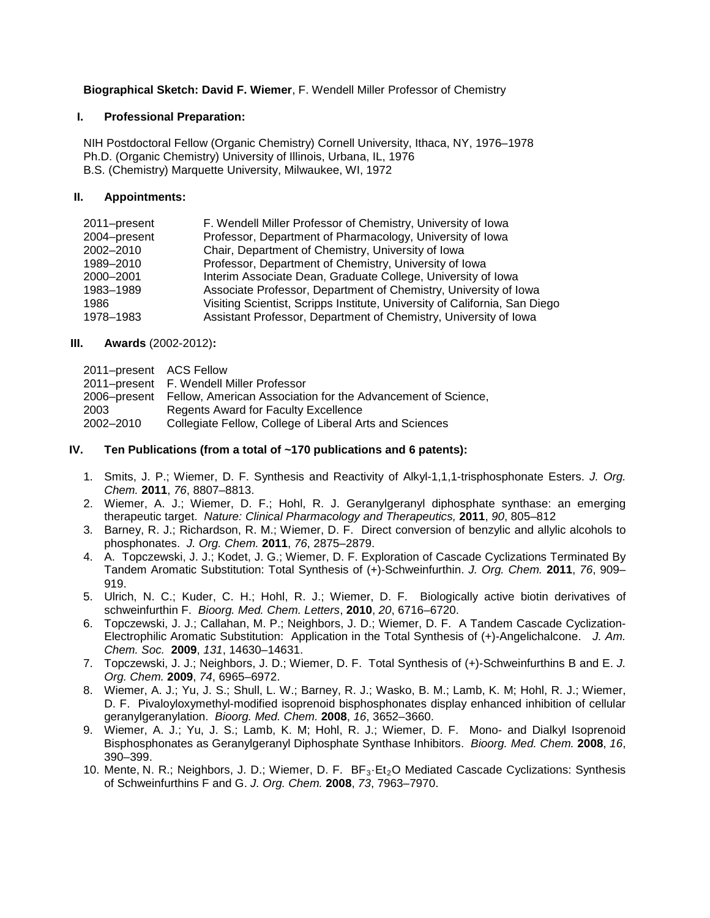**Biographical Sketch: David F. Wiemer**, F. Wendell Miller Professor of Chemistry

## I. Professional Preparation:

NIH Postdoctoral Fellow (Organic Chemistry) Cornell University, Ithaca, NY, 1976–1978
Ph.D. (Organic Chemistry) University of Illinois, Urbana, IL, 1976
B.S. (Chemistry) Marquette University, Milwaukee, WI, 1972

## II. Appointments:

| | |
|---|---|
| 2011–present | F. Wendell Miller Professor of Chemistry, University of Iowa |
| 2004–present | Professor, Department of Pharmacology, University of Iowa |
| 2002–2010 | Chair, Department of Chemistry, University of Iowa |
| 1989–2010 | Professor, Department of Chemistry, University of Iowa |
| 2000–2001 | Interim Associate Dean, Graduate College, University of Iowa |
| 1983–1989 | Associate Professor, Department of Chemistry, University of Iowa |
| 1986 | Visiting Scientist, Scripps Institute, University of California, San Diego |
| 1978–1983 | Assistant Professor, Department of Chemistry, University of Iowa |

## III. Awards (2002-2012):

| | |
|---|---|
| 2011–present | ACS Fellow |
| 2011–present | F. Wendell Miller Professor |
| 2006–present | Fellow, American Association for the Advancement of Science, |
| 2003 | Regents Award for Faculty Excellence |
| 2002–2010 | Collegiate Fellow, College of Liberal Arts and Sciences |

## IV. Ten Publications (from a total of ~170 publications and 6 patents):

1. Smits, J. P.; Wiemer, D. F. Synthesis and Reactivity of Alkyl-1,1,1-trisphosphonate Esters. *J. Org. Chem.* **2011**, *76*, 8807–8813.
2. Wiemer, A. J.; Wiemer, D. F.; Hohl, R. J. Geranylgeranyl diphosphate synthase: an emerging therapeutic target. *Nature: Clinical Pharmacology and Therapeutics,* **2011**, *90*, 805–812
3. Barney, R. J.; Richardson, R. M.; Wiemer, D. F. Direct conversion of benzylic and allylic alcohols to phosphonates. *J. Org. Chem.* **2011**, *76*, 2875–2879.
4. A. Topczewski, J. J.; Kodet, J. G.; Wiemer, D. F. Exploration of Cascade Cyclizations Terminated By Tandem Aromatic Substitution: Total Synthesis of (+)-Schweinfurthin. *J. Org. Chem.* **2011**, *76*, 909–919.
5. Ulrich, N. C.; Kuder, C. H.; Hohl, R. J.; Wiemer, D. F. Biologically active biotin derivatives of schweinfurthin F. *Bioorg. Med. Chem. Letters*, **2010**, *20*, 6716–6720.
6. Topczewski, J. J.; Callahan, M. P.; Neighbors, J. D.; Wiemer, D. F. A Tandem Cascade Cyclization-Electrophilic Aromatic Substitution: Application in the Total Synthesis of (+)-Angelichalcone. *J. Am. Chem. Soc.* **2009**, *131*, 14630–14631.
7. Topczewski, J. J.; Neighbors, J. D.; Wiemer, D. F. Total Synthesis of (+)-Schweinfurthins B and E. *J. Org. Chem.* **2009**, *74*, 6965–6972.
8. Wiemer, A. J.; Yu, J. S.; Shull, L. W.; Barney, R. J.; Wasko, B. M.; Lamb, K. M; Hohl, R. J.; Wiemer, D. F. Pivaloyloxymethyl-modified isoprenoid bisphosphonates display enhanced inhibition of cellular geranylgeranylation. *Bioorg. Med. Chem.* **2008**, *16*, 3652–3660.
9. Wiemer, A. J.; Yu, J. S.; Lamb, K. M; Hohl, R. J.; Wiemer, D. F. Mono- and Dialkyl Isoprenoid Bisphosphonates as Geranylgeranyl Diphosphate Synthase Inhibitors. *Bioorg. Med. Chem.* **2008**, *16*, 390–399.
10. Mente, N. R.; Neighbors, J. D.; Wiemer, D. F. $BF_3 \cdot Et_2O$ Mediated Cascade Cyclizations: Synthesis of Schweinfurthins F and G. *J. Org. Chem.* **2008**, *73*, 7963–7970.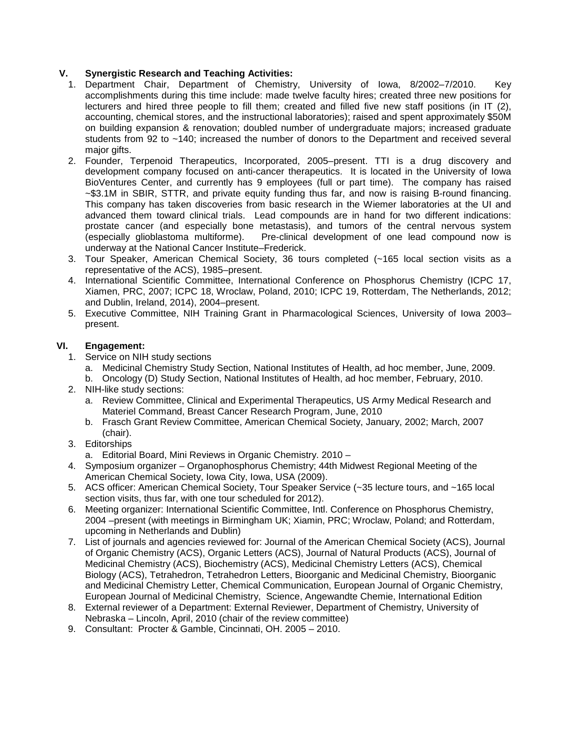## V. Synergistic Research and Teaching Activities:

1. Department Chair, Department of Chemistry, University of Iowa, 8/2002–7/2010. Key accomplishments during this time include: made twelve faculty hires; created three new positions for lecturers and hired three people to fill them; created and filled five new staff positions (in IT (2), accounting, chemical stores, and the instructional laboratories); raised and spent approximately $50M on building expansion & renovation; doubled number of undergraduate majors; increased graduate students from 92 to ~140; increased the number of donors to the Department and received several major gifts.
2. Founder, Terpenoid Therapeutics, Incorporated, 2005–present. TTI is a drug discovery and development company focused on anti-cancer therapeutics. It is located in the University of Iowa BioVentures Center, and currently has 9 employees (full or part time). The company has raised ~$3.1M in SBIR, STTR, and private equity funding thus far, and now is raising B-round financing. This company has taken discoveries from basic research in the Wiemer laboratories at the UI and advanced them toward clinical trials. Lead compounds are in hand for two different indications: prostate cancer (and especially bone metastasis), and tumors of the central nervous system (especially glioblastoma multiforme). Pre-clinical development of one lead compound now is underway at the National Cancer Institute–Frederick.
3. Tour Speaker, American Chemical Society, 36 tours completed (~165 local section visits as a representative of the ACS), 1985–present.
4. International Scientific Committee, International Conference on Phosphorus Chemistry (ICPC 17, Xiamen, PRC, 2007; ICPC 18, Wroclaw, Poland, 2010; ICPC 19, Rotterdam, The Netherlands, 2012; and Dublin, Ireland, 2014), 2004–present.
5. Executive Committee, NIH Training Grant in Pharmacological Sciences, University of Iowa 2003–present.

## VI. Engagement:

1. Service on NIH study sections
   a. Medicinal Chemistry Study Section, National Institutes of Health, ad hoc member, June, 2009.
   b. Oncology (D) Study Section, National Institutes of Health, ad hoc member, February, 2010.
2. NIH-like study sections:
   a. Review Committee, Clinical and Experimental Therapeutics, US Army Medical Research and Materiel Command, Breast Cancer Research Program, June, 2010
   b. Frasch Grant Review Committee, American Chemical Society, January, 2002; March, 2007 (chair).
3. Editorships
   a. Editorial Board, Mini Reviews in Organic Chemistry. 2010 –
4. Symposium organizer – Organophosphorus Chemistry; 44th Midwest Regional Meeting of the American Chemical Society, Iowa City, Iowa, USA (2009).
5. ACS officer: American Chemical Society, Tour Speaker Service (~35 lecture tours, and ~165 local section visits, thus far, with one tour scheduled for 2012).
6. Meeting organizer: International Scientific Committee, Intl. Conference on Phosphorus Chemistry, 2004 –present (with meetings in Birmingham UK; Xiamin, PRC; Wroclaw, Poland; and Rotterdam, upcoming in Netherlands and Dublin)
7. List of journals and agencies reviewed for: Journal of the American Chemical Society (ACS), Journal of Organic Chemistry (ACS), Organic Letters (ACS), Journal of Natural Products (ACS), Journal of Medicinal Chemistry (ACS), Biochemistry (ACS), Medicinal Chemistry Letters (ACS), Chemical Biology (ACS), Tetrahedron, Tetrahedron Letters, Bioorganic and Medicinal Chemistry, Bioorganic and Medicinal Chemistry Letter, Chemical Communication, European Journal of Organic Chemistry, European Journal of Medicinal Chemistry, Science, Angewandte Chemie, International Edition
8. External reviewer of a Department: External Reviewer, Department of Chemistry, University of Nebraska – Lincoln, April, 2010 (chair of the review committee)
9. Consultant: Procter & Gamble, Cincinnati, OH. 2005 – 2010.